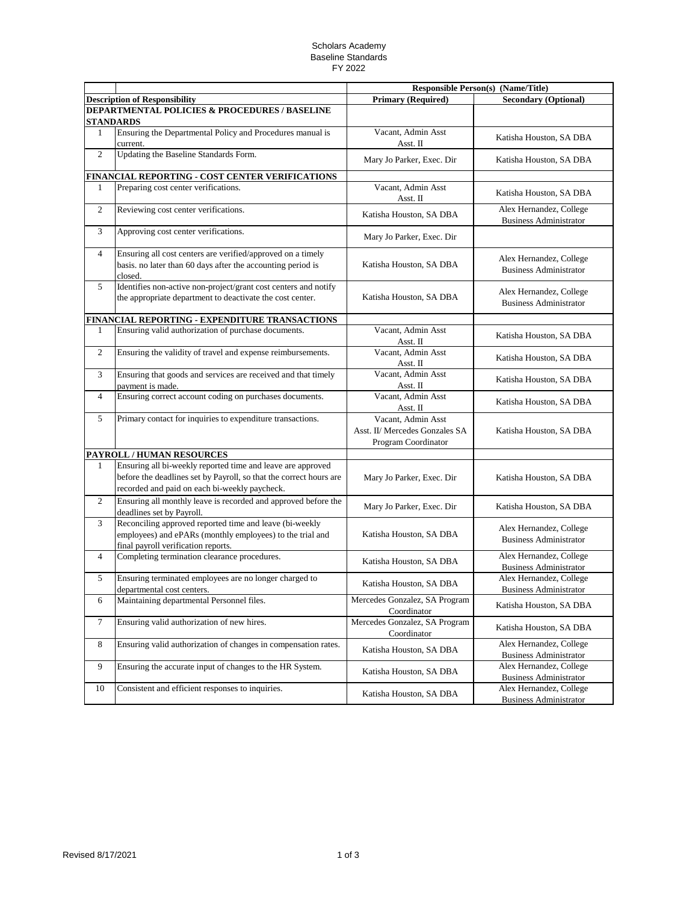# Scholars Academy
## Baseline Standards
## FY 2022

| | | Responsible Person(s) (Name/Title) | |
|---|---|---|---|
| **Description of Responsibility** | | **Primary (Required)** | **Secondary (Optional)** |
| **DEPARTMENTAL POLICIES & PROCEDURES / BASELINE STANDARDS** | | | |
| 1 | Ensuring the Departmental Policy and Procedures manual is current. | Vacant, Admin Asst Asst. II | Katisha Houston, SA DBA |
| 2 | Updating the Baseline Standards Form. | Mary Jo Parker, Exec. Dir | Katisha Houston, SA DBA |
| **FINANCIAL REPORTING - COST CENTER VERIFICATIONS** | | | |
| 1 | Preparing cost center verifications. | Vacant, Admin Asst Asst. II | Katisha Houston, SA DBA |
| 2 | Reviewing cost center verifications. | Katisha Houston, SA DBA | Alex Hernandez, College Business Administrator |
| 3 | Approving cost center verifications. | Mary Jo Parker, Exec. Dir | |
| 4 | Ensuring all cost centers are verified/approved on a timely basis. no later than 60 days after the accounting period is closed. | Katisha Houston, SA DBA | Alex Hernandez, College Business Administrator |
| 5 | Identifies non-active non-project/grant cost centers and notify the appropriate department to deactivate the cost center. | Katisha Houston, SA DBA | Alex Hernandez, College Business Administrator |
| **FINANCIAL REPORTING - EXPENDITURE TRANSACTIONS** | | | |
| 1 | Ensuring valid authorization of purchase documents. | Vacant, Admin Asst Asst. II | Katisha Houston, SA DBA |
| 2 | Ensuring the validity of travel and expense reimbursements. | Vacant, Admin Asst Asst. II | Katisha Houston, SA DBA |
| 3 | Ensuring that goods and services are received and that timely payment is made. | Vacant, Admin Asst Asst. II | Katisha Houston, SA DBA |
| 4 | Ensuring correct account coding on purchases documents. | Vacant, Admin Asst Asst. II | Katisha Houston, SA DBA |
| 5 | Primary contact for inquiries to expenditure transactions. | Vacant, Admin Asst Asst. II/ Mercedes Gonzales SA Program Coordinator | Katisha Houston, SA DBA |
| **PAYROLL / HUMAN RESOURCES** | | | |
| 1 | Ensuring all bi-weekly reported time and leave are approved before the deadlines set by Payroll, so that the correct hours are recorded and paid on each bi-weekly paycheck. | Mary Jo Parker, Exec. Dir | Katisha Houston, SA DBA |
| 2 | Ensuring all monthly leave is recorded and approved before the deadlines set by Payroll. | Mary Jo Parker, Exec. Dir | Katisha Houston, SA DBA |
| 3 | Reconciling approved reported time and leave (bi-weekly employees) and ePARs (monthly employees) to the trial and final payroll verification reports. | Katisha Houston, SA DBA | Alex Hernandez, College Business Administrator |
| 4 | Completing termination clearance procedures. | Katisha Houston, SA DBA | Alex Hernandez, College Business Administrator |
| 5 | Ensuring terminated employees are no longer charged to departmental cost centers. | Katisha Houston, SA DBA | Alex Hernandez, College Business Administrator |
| 6 | Maintaining departmental Personnel files. | Mercedes Gonzalez, SA Program Coordinator | Katisha Houston, SA DBA |
| 7 | Ensuring valid authorization of new hires. | Mercedes Gonzalez, SA Program Coordinator | Katisha Houston, SA DBA |
| 8 | Ensuring valid authorization of changes in compensation rates. | Katisha Houston, SA DBA | Alex Hernandez, College Business Administrator |
| 9 | Ensuring the accurate input of changes to the HR System. | Katisha Houston, SA DBA | Alex Hernandez, College Business Administrator |
| 10 | Consistent and efficient responses to inquiries. | Katisha Houston, SA DBA | Alex Hernandez, College Business Administrator |

Revised 8/17/2021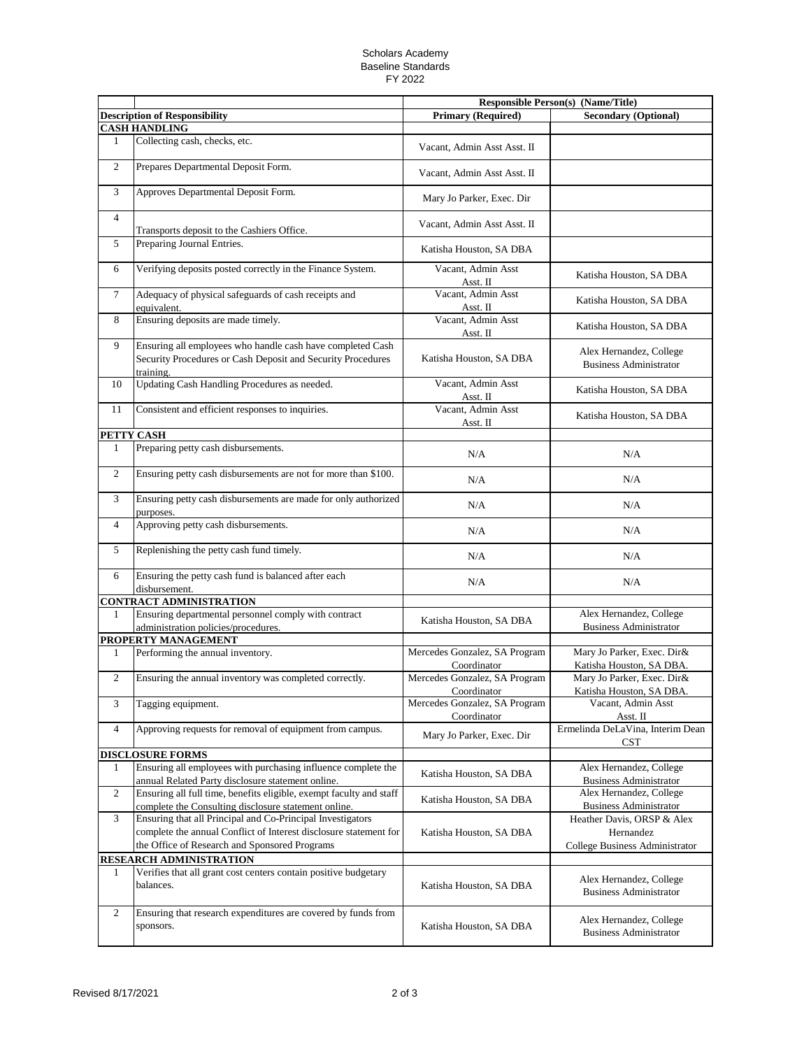Scholars Academy
Baseline Standards
FY 2022

| | | Responsible Person(s) (Name/Title) | |
|---|---|---|---|
| **Description of Responsibility** | | **Primary (Required)** | **Secondary (Optional)** |
| **CASH HANDLING** | | | |
| 1 | Collecting cash, checks, etc. | Vacant, Admin Asst Asst. II | |
| 2 | Prepares Departmental Deposit Form. | Vacant, Admin Asst Asst. II | |
| 3 | Approves Departmental Deposit Form. | Mary Jo Parker, Exec. Dir | |
| 4 | Transports deposit to the Cashiers Office. | Vacant, Admin Asst Asst. II | |
| 5 | Preparing Journal Entries. | Katisha Houston, SA DBA | |
| 6 | Verifying deposits posted correctly in the Finance System. | Vacant, Admin Asst Asst. II | Katisha Houston, SA DBA |
| 7 | Adequacy of physical safeguards of cash receipts and equivalent. | Vacant, Admin Asst Asst. II | Katisha Houston, SA DBA |
| 8 | Ensuring deposits are made timely. | Vacant, Admin Asst Asst. II | Katisha Houston, SA DBA |
| 9 | Ensuring all employees who handle cash have completed Cash Security Procedures or Cash Deposit and Security Procedures training. | Katisha Houston, SA DBA | Alex Hernandez, College Business Administrator |
| 10 | Updating Cash Handling Procedures as needed. | Vacant, Admin Asst Asst. II | Katisha Houston, SA DBA |
| 11 | Consistent and efficient responses to inquiries. | Vacant, Admin Asst Asst. II | Katisha Houston, SA DBA |
| **PETTY CASH** | | | |
| 1 | Preparing petty cash disbursements. | N/A | N/A |
| 2 | Ensuring petty cash disbursements are not for more than $100. | N/A | N/A |
| 3 | Ensuring petty cash disbursements are made for only authorized purposes. | N/A | N/A |
| 4 | Approving petty cash disbursements. | N/A | N/A |
| 5 | Replenishing the petty cash fund timely. | N/A | N/A |
| 6 | Ensuring the petty cash fund is balanced after each disbursement. | N/A | N/A |
| **CONTRACT ADMINISTRATION** | | | |
| 1 | Ensuring departmental personnel comply with contract administration policies/procedures. | Katisha Houston, SA DBA | Alex Hernandez, College Business Administrator |
| **PROPERTY MANAGEMENT** | | | |
| 1 | Performing the annual inventory. | Mercedes Gonzalez, SA Program Coordinator | Mary Jo Parker, Exec. Dir& Katisha Houston, SA DBA. |
| 2 | Ensuring the annual inventory was completed correctly. | Mercedes Gonzalez, SA Program Coordinator | Mary Jo Parker, Exec. Dir& Katisha Houston, SA DBA. |
| 3 | Tagging equipment. | Mercedes Gonzalez, SA Program Coordinator | Vacant, Admin Asst Asst. II |
| 4 | Approving requests for removal of equipment from campus. | Mary Jo Parker, Exec. Dir | Ermelinda DeLaVina, Interim Dean CST |
| **DISCLOSURE FORMS** | | | |
| 1 | Ensuring all employees with purchasing influence complete the annual Related Party disclosure statement online. | Katisha Houston, SA DBA | Alex Hernandez, College Business Administrator |
| 2 | Ensuring all full time, benefits eligible, exempt faculty and staff complete the Consulting disclosure statement online. | Katisha Houston, SA DBA | Alex Hernandez, College Business Administrator |
| 3 | Ensuring that all Principal and Co-Principal Investigators complete the annual Conflict of Interest disclosure statement for the Office of Research and Sponsored Programs | Katisha Houston, SA DBA | Heather Davis, ORSP & Alex Hernandez College Business Administrator |
| **RESEARCH ADMINISTRATION** | | | |
| 1 | Verifies that all grant cost centers contain positive budgetary balances. | Katisha Houston, SA DBA | Alex Hernandez, College Business Administrator |
| 2 | Ensuring that research expenditures are covered by funds from sponsors. | Katisha Houston, SA DBA | Alex Hernandez, College Business Administrator |

Revised 8/17/2021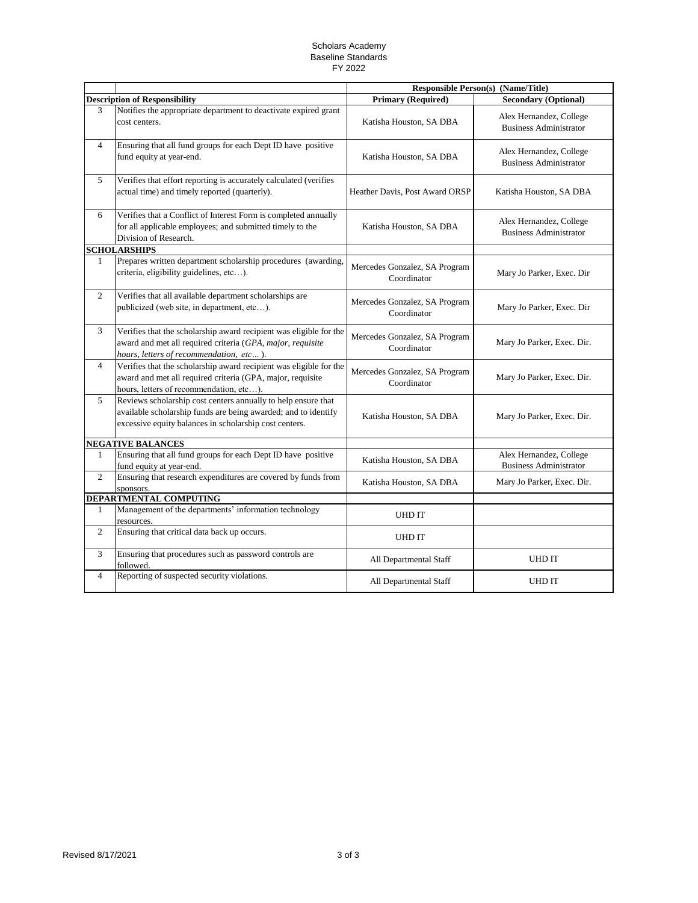Scholars Academy
Baseline Standards
FY 2022

| | | Responsible Person(s) (Name/Title) | |
|---|---|---|---|
| **Description of Responsibility** | | **Primary (Required)** | **Secondary (Optional)** |
| 3 | Notifies the appropriate department to deactivate expired grant cost centers. | Katisha Houston, SA DBA | Alex Hernandez, College Business Administrator |
| 4 | Ensuring that all fund groups for each Dept ID have positive fund equity at year-end. | Katisha Houston, SA DBA | Alex Hernandez, College Business Administrator |
| 5 | Verifies that effort reporting is accurately calculated (verifies actual time) and timely reported (quarterly). | Heather Davis, Post Award ORSP | Katisha Houston, SA DBA |
| 6 | Verifies that a Conflict of Interest Form is completed annually for all applicable employees; and submitted timely to the Division of Research. | Katisha Houston, SA DBA | Alex Hernandez, College Business Administrator |
| **SCHOLARSHIPS** | | | |
| 1 | Prepares written department scholarship procedures (awarding, criteria, eligibility guidelines, etc…). | Mercedes Gonzalez, SA Program Coordinator | Mary Jo Parker, Exec. Dir |
| 2 | Verifies that all available department scholarships are publicized (web site, in department, etc…). | Mercedes Gonzalez, SA Program Coordinator | Mary Jo Parker, Exec. Dir |
| 3 | Verifies that the scholarship award recipient was eligible for the award and met all required criteria (*GPA, major, requisite hours, letters of recommendation, etc…*). | Mercedes Gonzalez, SA Program Coordinator | Mary Jo Parker, Exec. Dir. |
| 4 | Verifies that the scholarship award recipient was eligible for the award and met all required criteria (GPA, major, requisite hours, letters of recommendation, etc…). | Mercedes Gonzalez, SA Program Coordinator | Mary Jo Parker, Exec. Dir. |
| 5 | Reviews scholarship cost centers annually to help ensure that available scholarship funds are being awarded; and to identify excessive equity balances in scholarship cost centers. | Katisha Houston, SA DBA | Mary Jo Parker, Exec. Dir. |
| **NEGATIVE BALANCES** | | | |
| 1 | Ensuring that all fund groups for each Dept ID have positive fund equity at year-end. | Katisha Houston, SA DBA | Alex Hernandez, College Business Administrator |
| 2 | Ensuring that research expenditures are covered by funds from sponsors. | Katisha Houston, SA DBA | Mary Jo Parker, Exec. Dir. |
| **DEPARTMENTAL COMPUTING** | | | |
| 1 | Management of the departments' information technology resources. | UHD IT | |
| 2 | Ensuring that critical data back up occurs. | UHD IT | |
| 3 | Ensuring that procedures such as password controls are followed. | All Departmental Staff | UHD IT |
| 4 | Reporting of suspected security violations. | All Departmental Staff | UHD IT |

Revised 8/17/2021